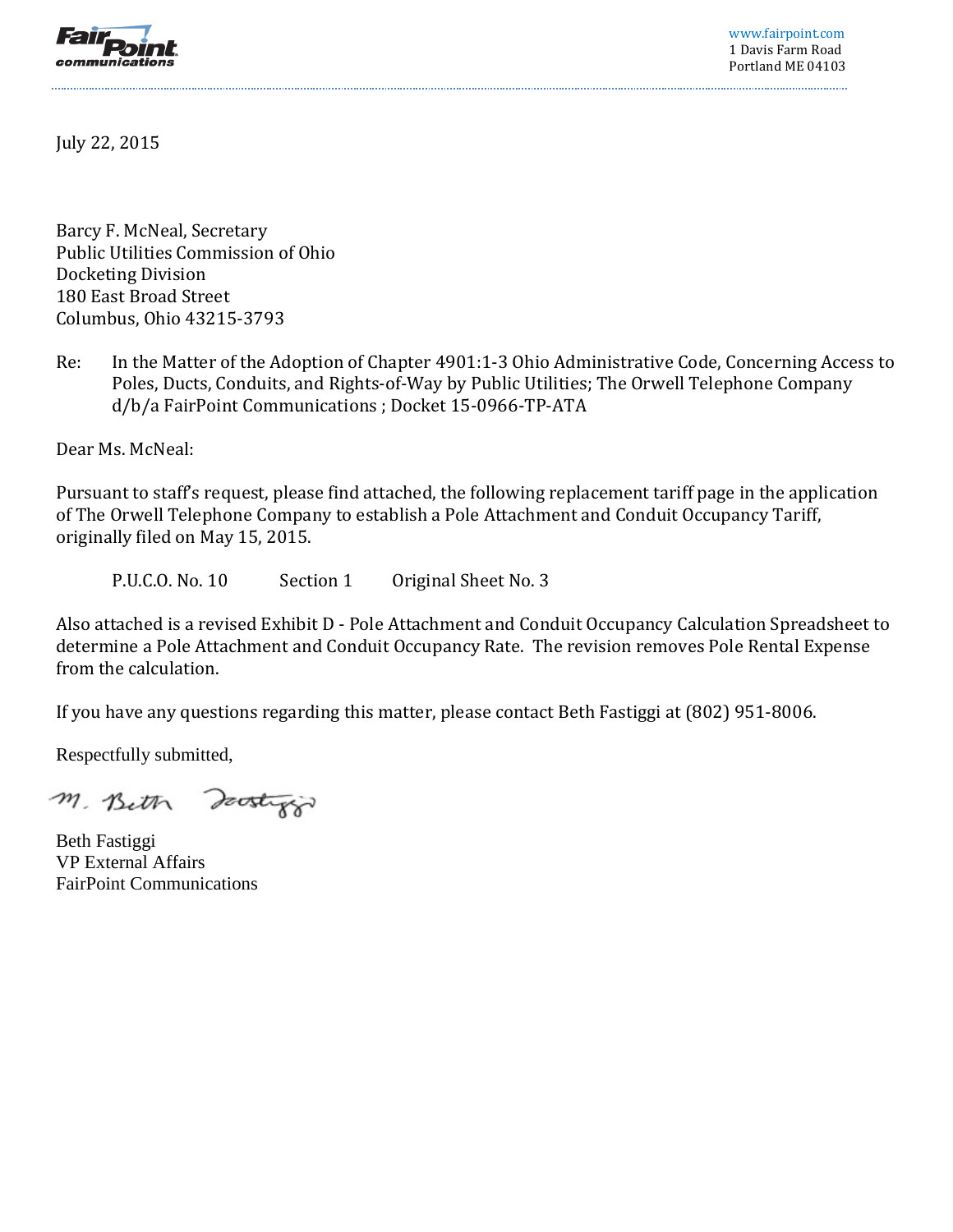**FairPoint communications**

www.fairpoint.com
1 Davis Farm Road
Portland ME 04103

July 22, 2015

Barcy F. McNeal, Secretary
Public Utilities Commission of Ohio
Docketing Division
180 East Broad Street
Columbus, Ohio 43215-3793

Re: In the Matter of the Adoption of Chapter 4901:1-3 Ohio Administrative Code, Concerning Access to Poles, Ducts, Conduits, and Rights-of-Way by Public Utilities; The Orwell Telephone Company d/b/a FairPoint Communications ; Docket 15-0966-TP-ATA

Dear Ms. McNeal:

Pursuant to staff's request, please find attached, the following replacement tariff page in the application of The Orwell Telephone Company to establish a Pole Attachment and Conduit Occupancy Tariff, originally filed on May 15, 2015.

P.U.C.O. No. 10 Section 1 Original Sheet No. 3

Also attached is a revised Exhibit D - Pole Attachment and Conduit Occupancy Calculation Spreadsheet to determine a Pole Attachment and Conduit Occupancy Rate. The revision removes Pole Rental Expense from the calculation.

If you have any questions regarding this matter, please contact Beth Fastiggi at (802) 951-8006.

Respectfully submitted,

M. Beth Fastiggi

Beth Fastiggi
VP External Affairs
FairPoint Communications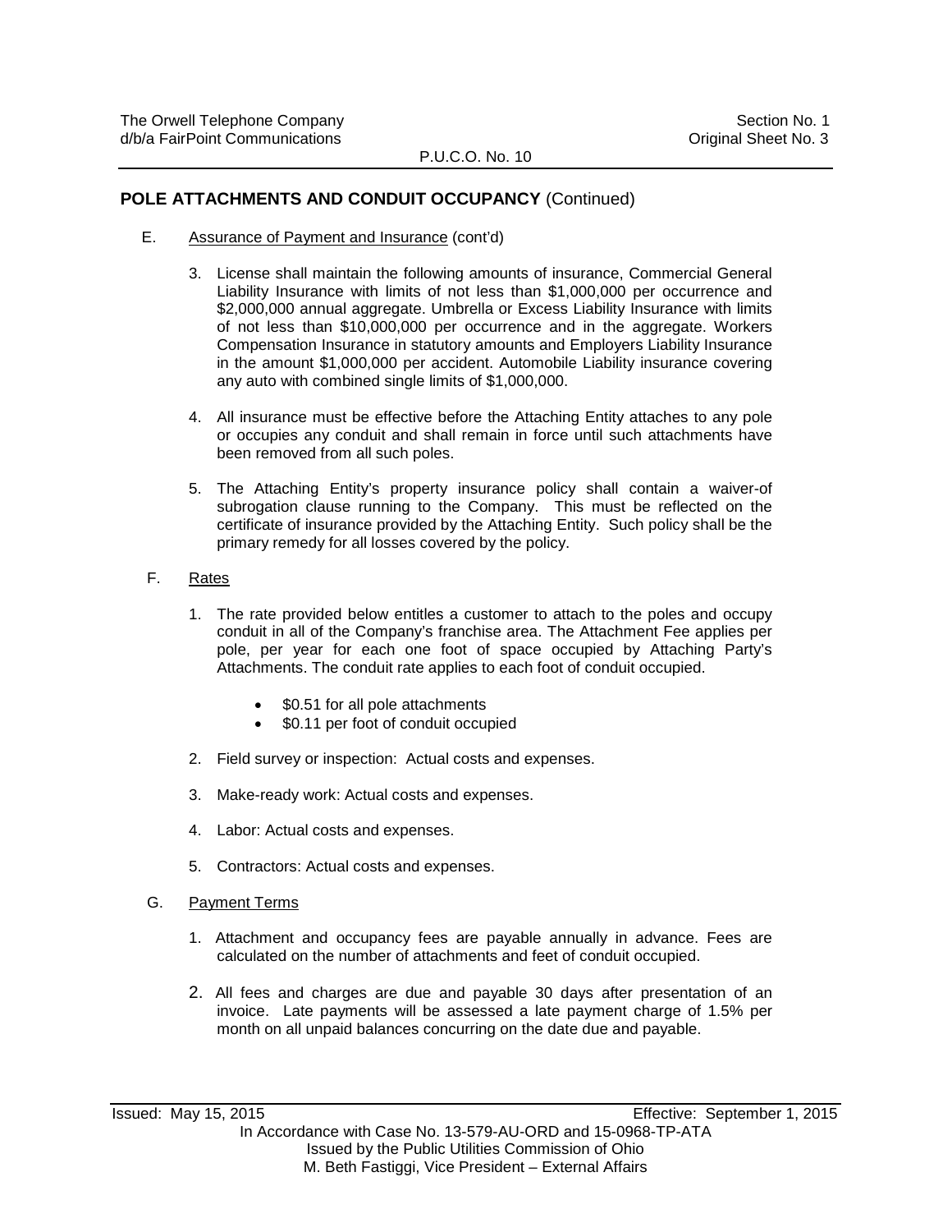## POLE ATTACHMENTS AND CONDUIT OCCUPANCY (Continued)

E. Assurance of Payment and Insurance (cont'd)

3. License shall maintain the following amounts of insurance, Commercial General Liability Insurance with limits of not less than $1,000,000 per occurrence and $2,000,000 annual aggregate. Umbrella or Excess Liability Insurance with limits of not less than $10,000,000 per occurrence and in the aggregate. Workers Compensation Insurance in statutory amounts and Employers Liability Insurance in the amount $1,000,000 per accident. Automobile Liability insurance covering any auto with combined single limits of $1,000,000.

4. All insurance must be effective before the Attaching Entity attaches to any pole or occupies any conduit and shall remain in force until such attachments have been removed from all such poles.

5. The Attaching Entity's property insurance policy shall contain a waiver-of subrogation clause running to the Company. This must be reflected on the certificate of insurance provided by the Attaching Entity. Such policy shall be the primary remedy for all losses covered by the policy.

F. Rates

1. The rate provided below entitles a customer to attach to the poles and occupy conduit in all of the Company's franchise area. The Attachment Fee applies per pole, per year for each one foot of space occupied by Attaching Party's Attachments. The conduit rate applies to each foot of conduit occupied.

   - $0.51 for all pole attachments
   - $0.11 per foot of conduit occupied

2. Field survey or inspection: Actual costs and expenses.

3. Make-ready work: Actual costs and expenses.

4. Labor: Actual costs and expenses.

5. Contractors: Actual costs and expenses.

G. Payment Terms

1. Attachment and occupancy fees are payable annually in advance. Fees are calculated on the number of attachments and feet of conduit occupied.

2. All fees and charges are due and payable 30 days after presentation of an invoice. Late payments will be assessed a late payment charge of 1.5% per month on all unpaid balances concurring on the date due and payable.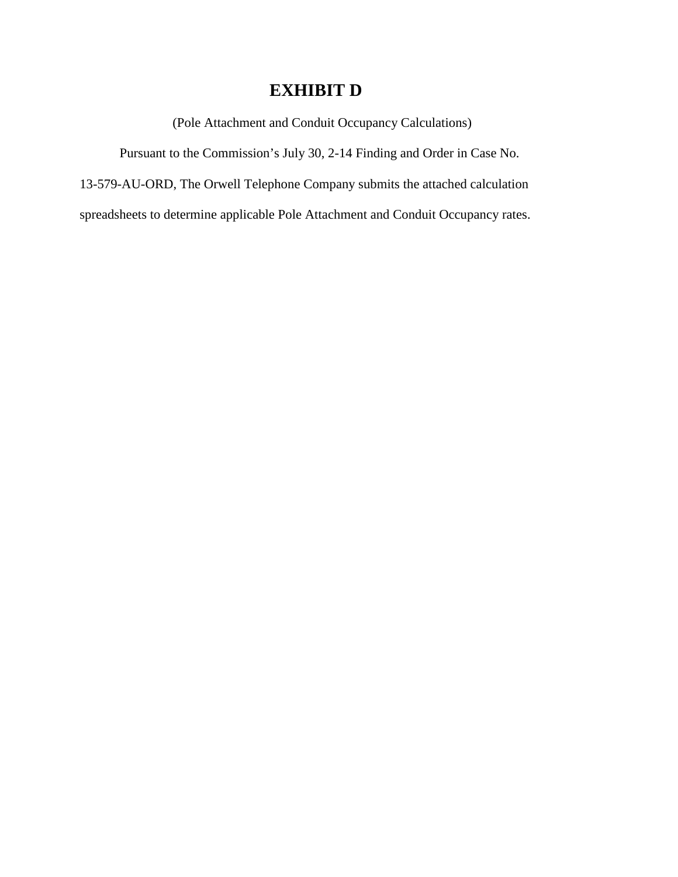# EXHIBIT D

(Pole Attachment and Conduit Occupancy Calculations)

Pursuant to the Commission's July 30, 2-14 Finding and Order in Case No. 13-579-AU-ORD, The Orwell Telephone Company submits the attached calculation spreadsheets to determine applicable Pole Attachment and Conduit Occupancy rates.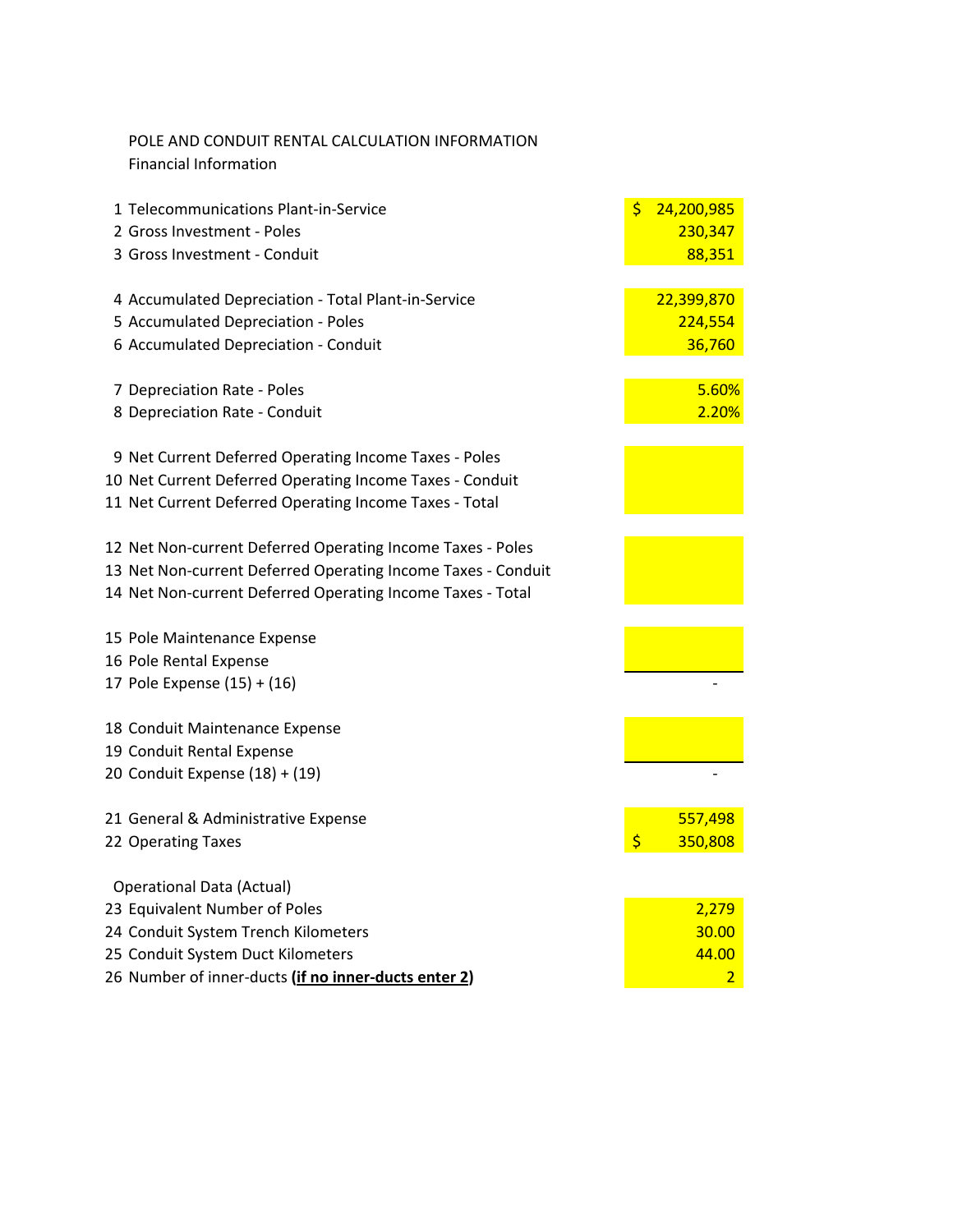POLE AND CONDUIT RENTAL CALCULATION INFORMATION

Financial Information

| # | Item | Amount |
|---|---|---|
| 1 | Telecommunications Plant-in-Service | $ 24,200,985 |
| 2 | Gross Investment - Poles | 230,347 |
| 3 | Gross Investment - Conduit | 88,351 |
| 4 | Accumulated Depreciation - Total Plant-in-Service | 22,399,870 |
| 5 | Accumulated Depreciation - Poles | 224,554 |
| 6 | Accumulated Depreciation - Conduit | 36,760 |
| 7 | Depreciation Rate - Poles | 5.60% |
| 8 | Depreciation Rate - Conduit | 2.20% |
| 9 | Net Current Deferred Operating Income Taxes - Poles | |
| 10 | Net Current Deferred Operating Income Taxes - Conduit | |
| 11 | Net Current Deferred Operating Income Taxes - Total | |
| 12 | Net Non-current Deferred Operating Income Taxes - Poles | |
| 13 | Net Non-current Deferred Operating Income Taxes - Conduit | |
| 14 | Net Non-current Deferred Operating Income Taxes - Total | |
| 15 | Pole Maintenance Expense | |
| 16 | Pole Rental Expense | |
| 17 | Pole Expense (15) + (16) | - |
| 18 | Conduit Maintenance Expense | |
| 19 | Conduit Rental Expense | |
| 20 | Conduit Expense (18) + (19) | - |
| 21 | General & Administrative Expense | 557,498 |
| 22 | Operating Taxes | $ 350,808 |

Operational Data (Actual)

| # | Item | Amount |
|---|---|---|
| 23 | Equivalent Number of Poles | 2,279 |
| 24 | Conduit System Trench Kilometers | 30.00 |
| 25 | Conduit System Duct Kilometers | 44.00 |
| 26 | Number of inner-ducts **(if no inner-ducts enter 2)** | 2 |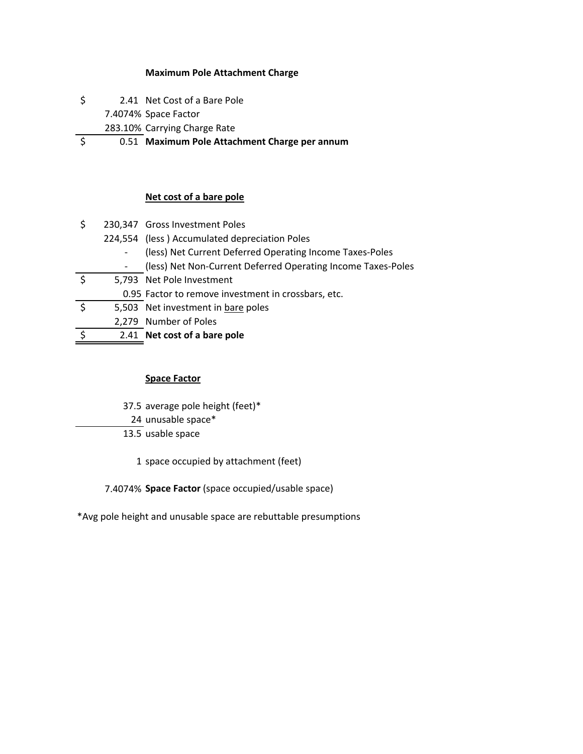**Maximum Pole Attachment Charge**

| | | |
|---|---|---|
| $ | 2.41 | Net Cost of a Bare Pole |
| | 7.4074% | Space Factor |
| | 283.10% | Carrying Charge Rate |
| $ | 0.51 | **Maximum Pole Attachment Charge per annum** |

**Net cost of a bare pole**

| | | |
|---|---|---|
| $ | 230,347 | Gross Investment Poles |
| | 224,554 | (less ) Accumulated depreciation Poles |
| | - | (less) Net Current Deferred Operating Income Taxes-Poles |
| | - | (less) Net Non-Current Deferred Operating Income Taxes-Poles |
| $ | 5,793 | Net Pole Investment |
| | 0.95 | Factor to remove investment in crossbars, etc. |
| $ | 5,503 | Net investment in bare poles |
| | 2,279 | Number of Poles |
| $ | 2.41 | **Net cost of a bare pole** |

**Space Factor**

| | |
|---|---|
| 37.5 | average pole height (feet)* |
| 24 | unusable space* |
| 13.5 | usable space |
| | |
| 1 | space occupied by attachment (feet) |
| | |
| 7.4074% | **Space Factor** (space occupied/usable space) |

*Avg pole height and unusable space are rebuttable presumptions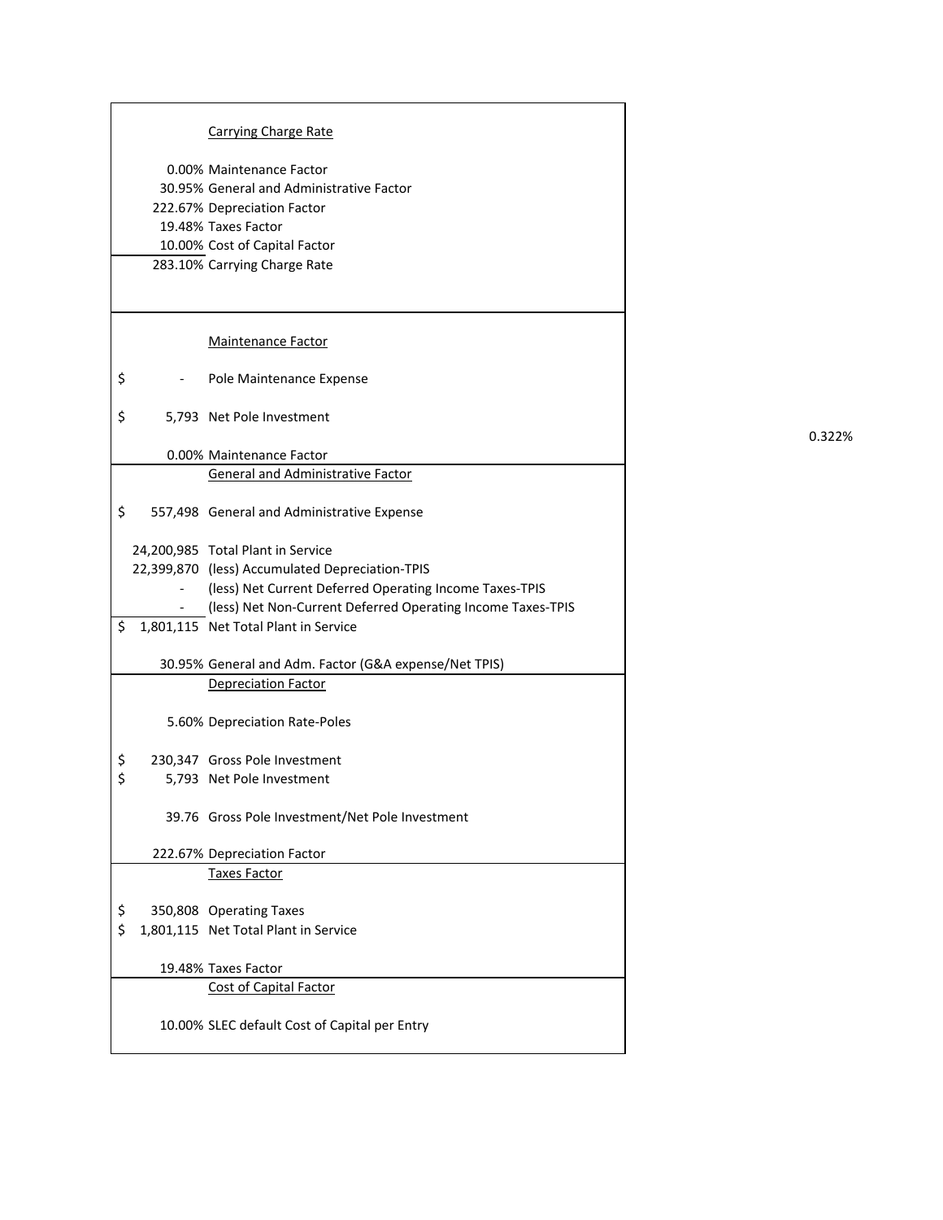### Carrying Charge Rate

| | |
|---|---|
| 0.00% | Maintenance Factor |
| 30.95% | General and Administrative Factor |
| 222.67% | Depreciation Factor |
| 19.48% | Taxes Factor |
| 10.00% | Cost of Capital Factor |
| 283.10% | Carrying Charge Rate |

### Maintenance Factor

| | |
|---|---|
| $ - | Pole Maintenance Expense |
| $ 5,793 | Net Pole Investment |
| 0.00% | Maintenance Factor |

0.322%

### General and Administrative Factor

| | |
|---|---|
| $ 557,498 | General and Administrative Expense |
| 24,200,985 | Total Plant in Service |
| 22,399,870 | (less) Accumulated Depreciation-TPIS |
| - | (less) Net Current Deferred Operating Income Taxes-TPIS |
| - | (less) Net Non-Current Deferred Operating Income Taxes-TPIS |
| $ 1,801,115 | Net Total Plant in Service |
| 30.95% | General and Adm. Factor (G&A expense/Net TPIS) |

### Depreciation Factor

| | |
|---|---|
| 5.60% | Depreciation Rate-Poles |
| $ 230,347 | Gross Pole Investment |
| $ 5,793 | Net Pole Investment |
| 39.76 | Gross Pole Investment/Net Pole Investment |
| 222.67% | Depreciation Factor |

### Taxes Factor

| | |
|---|---|
| $ 350,808 | Operating Taxes |
| $ 1,801,115 | Net Total Plant in Service |
| 19.48% | Taxes Factor |

### Cost of Capital Factor

| | |
|---|---|
| 10.00% | SLEC default Cost of Capital per Entry |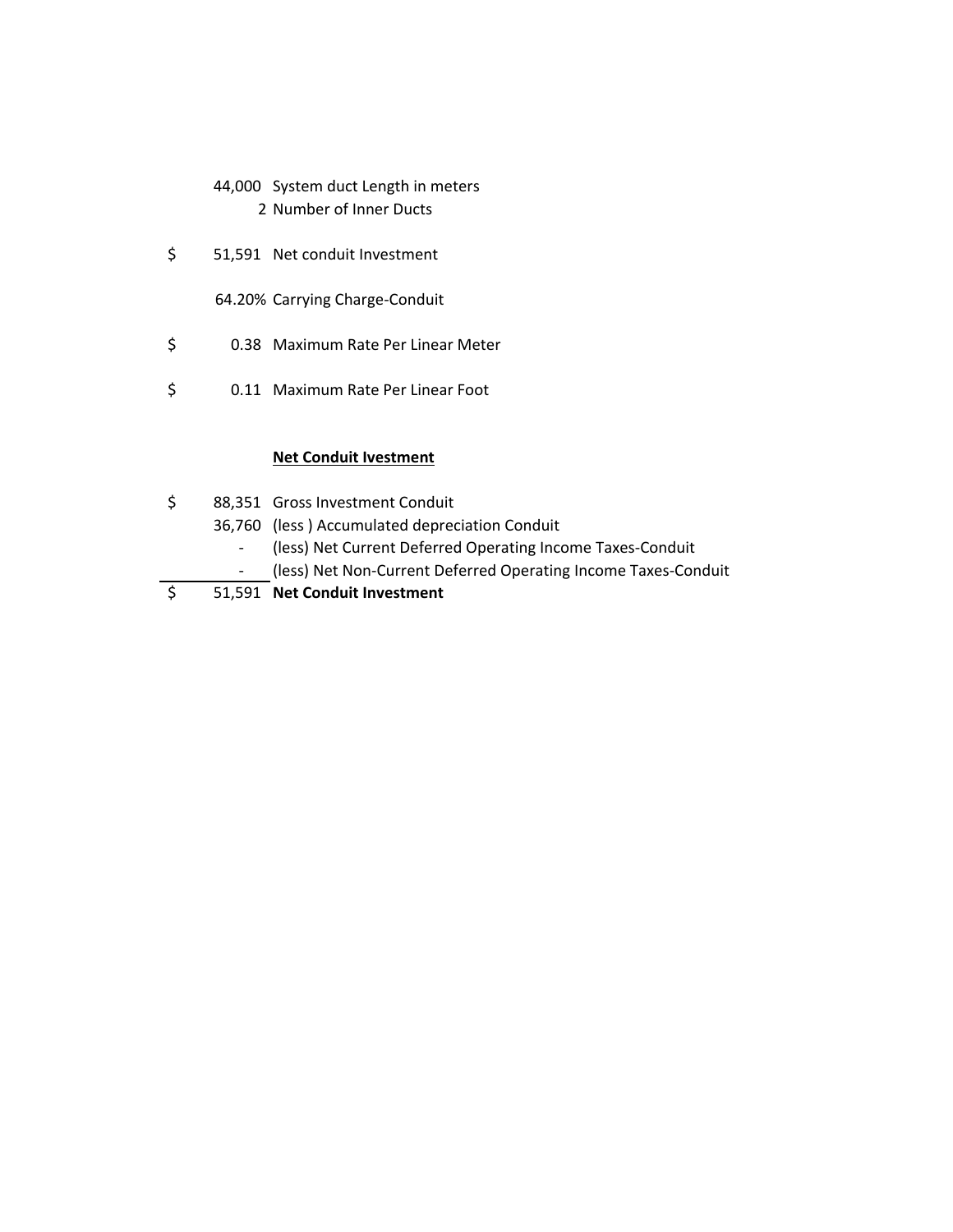| | | |
|---|---|---|
| | 44,000 | System duct Length in meters |
| | 2 | Number of Inner Ducts |
| $ | 51,591 | Net conduit Investment |
| | 64.20% | Carrying Charge-Conduit |
| $ | 0.38 | Maximum Rate Per Linear Meter |
| $ | 0.11 | Maximum Rate Per Linear Foot |

**Net Conduit Ivestment**

| | | |
|---|---|---|
| $ | 88,351 | Gross Investment Conduit |
| | 36,760 | (less ) Accumulated depreciation Conduit |
| | - | (less) Net Current Deferred Operating Income Taxes-Conduit |
| | - | (less) Net Non-Current Deferred Operating Income Taxes-Conduit |
| $ | 51,591 | **Net Conduit Investment** |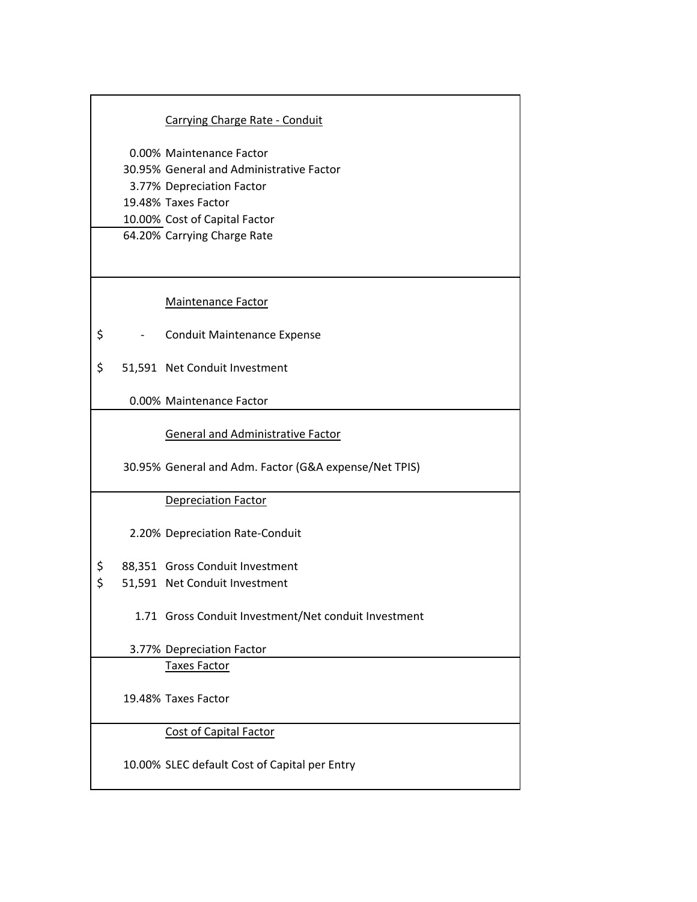### Carrying Charge Rate - Conduit

| | |
|---|---|
| 0.00% | Maintenance Factor |
| 30.95% | General and Administrative Factor |
| 3.77% | Depreciation Factor |
| 19.48% | Taxes Factor |
| 10.00% | Cost of Capital Factor |
| 64.20% | Carrying Charge Rate |

### Maintenance Factor

| | |
|---|---|
| $ - | Conduit Maintenance Expense |
| $ 51,591 | Net Conduit Investment |
| 0.00% | Maintenance Factor |

### General and Administrative Factor

| | |
|---|---|
| 30.95% | General and Adm. Factor (G&A expense/Net TPIS) |

### Depreciation Factor

| | |
|---|---|
| 2.20% | Depreciation Rate-Conduit |
| $ 88,351 | Gross Conduit Investment |
| $ 51,591 | Net Conduit Investment |
| 1.71 | Gross Conduit Investment/Net conduit Investment |
| 3.77% | Depreciation Factor |

### Taxes Factor

| | |
|---|---|
| 19.48% | Taxes Factor |

### Cost of Capital Factor

| | |
|---|---|
| 10.00% | SLEC default Cost of Capital per Entry |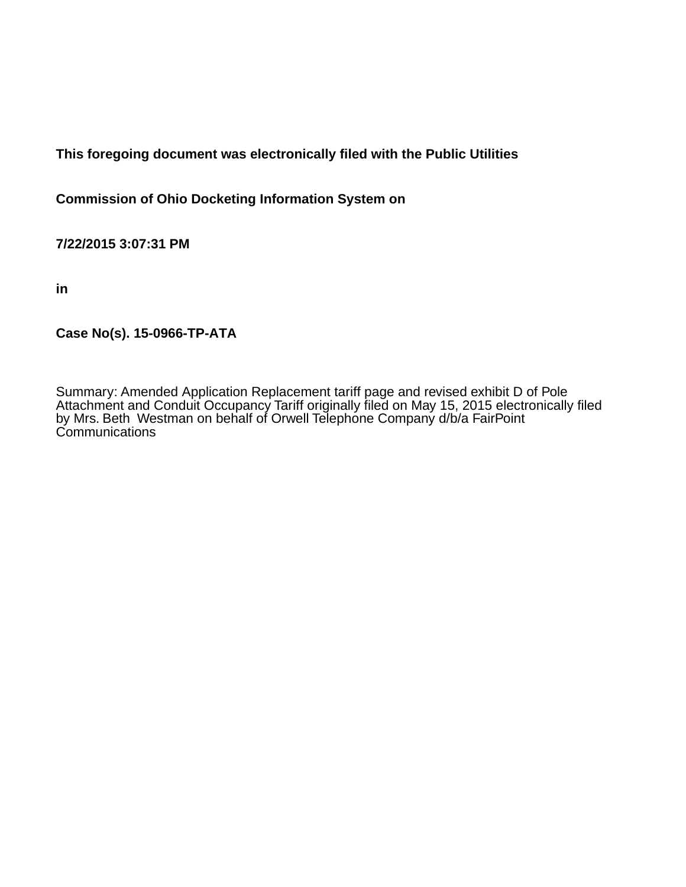**This foregoing document was electronically filed with the Public Utilities**

**Commission of Ohio Docketing Information System on**

**7/22/2015 3:07:31 PM**

**in**

**Case No(s). 15-0966-TP-ATA**

Summary: Amended Application Replacement tariff page and revised exhibit D of Pole Attachment and Conduit Occupancy Tariff originally filed on May 15, 2015 electronically filed by Mrs. Beth Westman on behalf of Orwell Telephone Company d/b/a FairPoint Communications